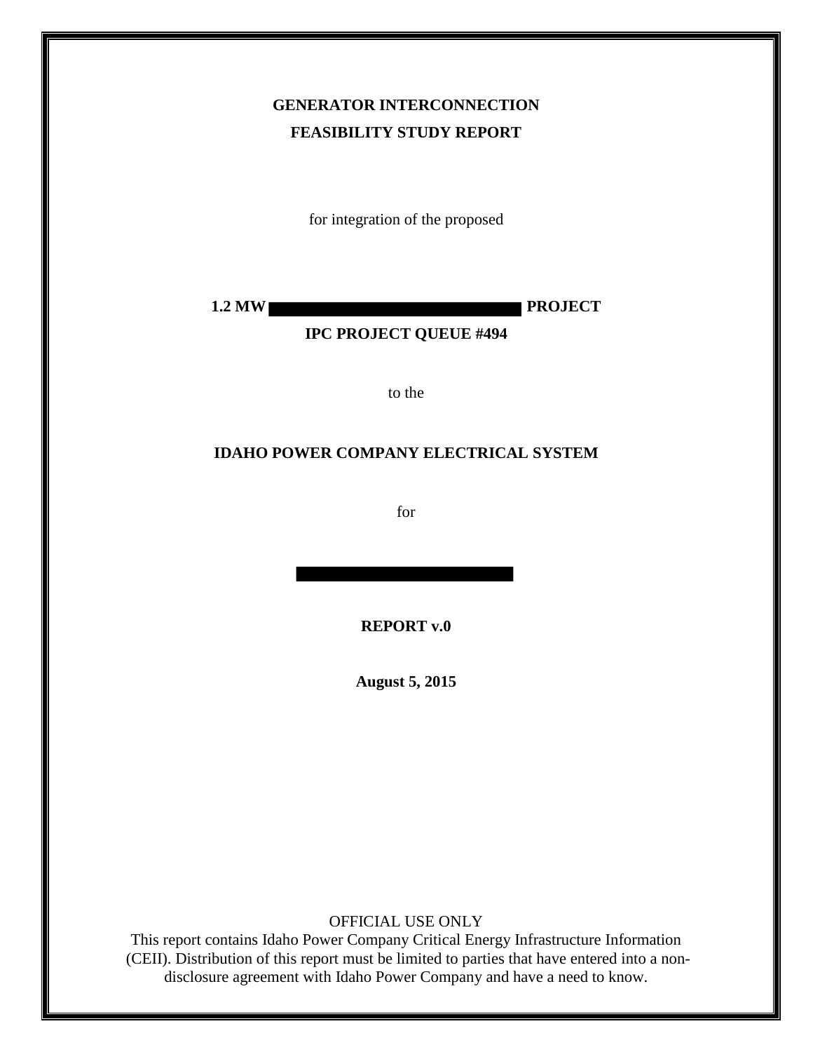**GENERATOR INTERCONNECTION**

**FEASIBILITY STUDY REPORT**

for integration of the proposed

**1.2 MW ████████████████ PROJECT**

**IPC PROJECT QUEUE #494**

to the

**IDAHO POWER COMPANY ELECTRICAL SYSTEM**

for

████████████████

**REPORT v.0**

**August 5, 2015**

OFFICIAL USE ONLY

This report contains Idaho Power Company Critical Energy Infrastructure Information (CEII). Distribution of this report must be limited to parties that have entered into a non-disclosure agreement with Idaho Power Company and have a need to know.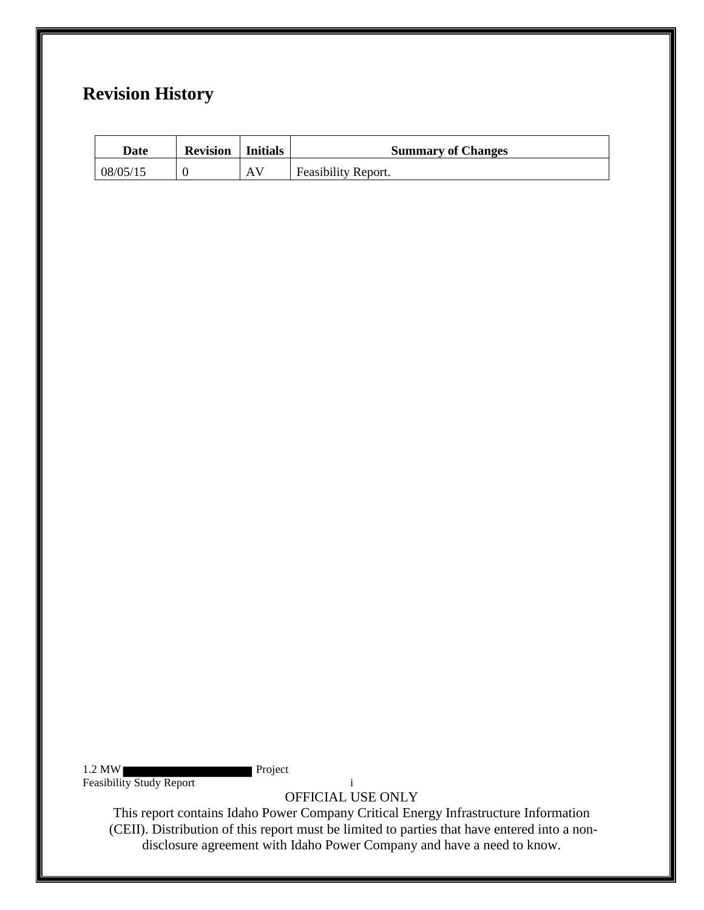## Revision History

| Date | Revision | Initials | Summary of Changes |
|---|---|---|---|
| 08/05/15 | 0 | AV | Feasibility Report. |

OFFICIAL USE ONLY

This report contains Idaho Power Company Critical Energy Infrastructure Information (CEII). Distribution of this report must be limited to parties that have entered into a non-disclosure agreement with Idaho Power Company and have a need to know.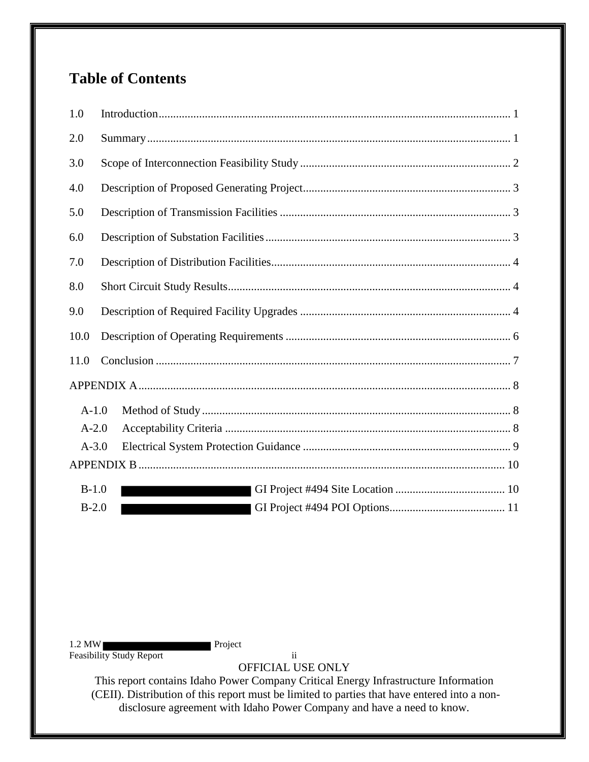# Table of Contents

1.0 Introduction ........................................................................................................... 1

2.0 Summary ................................................................................................................ 1

3.0 Scope of Interconnection Feasibility Study ........................................................... 2

4.0 Description of Proposed Generating Project.......................................................... 3

5.0 Description of Transmission Facilities .................................................................. 3

6.0 Description of Substation Facilities ...................................................................... 3

7.0 Description of Distribution Facilities..................................................................... 4

8.0 Short Circuit Study Results .................................................................................... 4

9.0 Description of Required Facility Upgrades ........................................................... 4

10.0 Description of Operating Requirements ............................................................... 6

11.0 Conclusion ........................................................................................................... 7

APPENDIX A .................................................................................................................. 8

- A-1.0 Method of Study ............................................................................................ 8
- A-2.0 Acceptability Criteria .................................................................................... 8
- A-3.0 Electrical System Protection Guidance ......................................................... 9

APPENDIX B ................................................................................................................ 10

- B-1.0 ██████████ GI Project #494 Site Location ....................................... 10
- B-2.0 ██████████ GI Project #494 POI Options......................................... 11

OFFICIAL USE ONLY

This report contains Idaho Power Company Critical Energy Infrastructure Information (CEII). Distribution of this report must be limited to parties that have entered into a non-disclosure agreement with Idaho Power Company and have a need to know.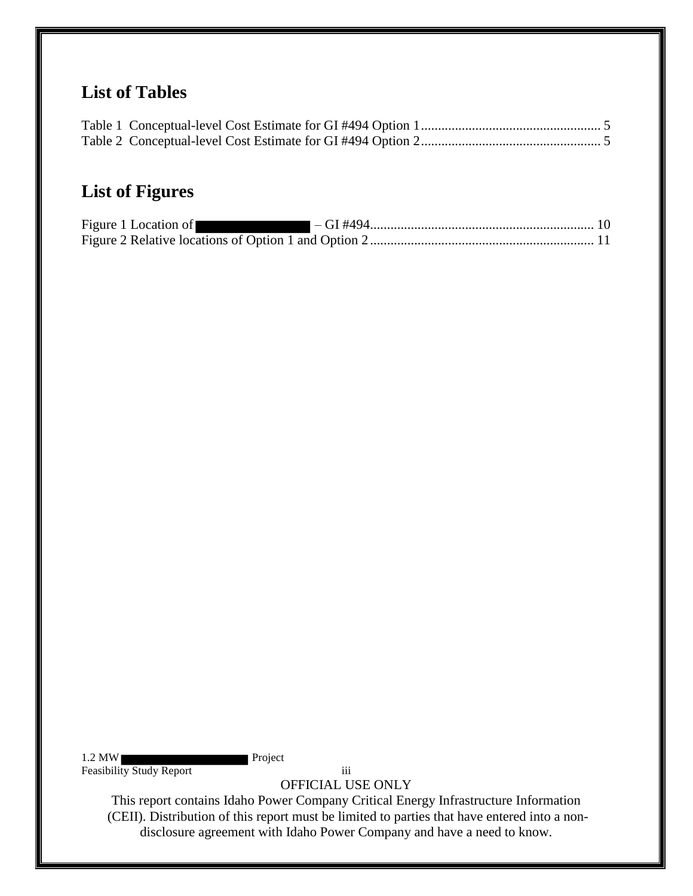## List of Tables

Table 1 Conceptual-level Cost Estimate for GI #494 Option 1 ..................................................... 5
Table 2 Conceptual-level Cost Estimate for GI #494 Option 2 ..................................................... 5

## List of Figures

Figure 1 Location of [REDACTED] – GI #494 ................................................................. 10
Figure 2 Relative locations of Option 1 and Option 2 ................................................................. 11

OFFICIAL USE ONLY

This report contains Idaho Power Company Critical Energy Infrastructure Information (CEII). Distribution of this report must be limited to parties that have entered into a non-disclosure agreement with Idaho Power Company and have a need to know.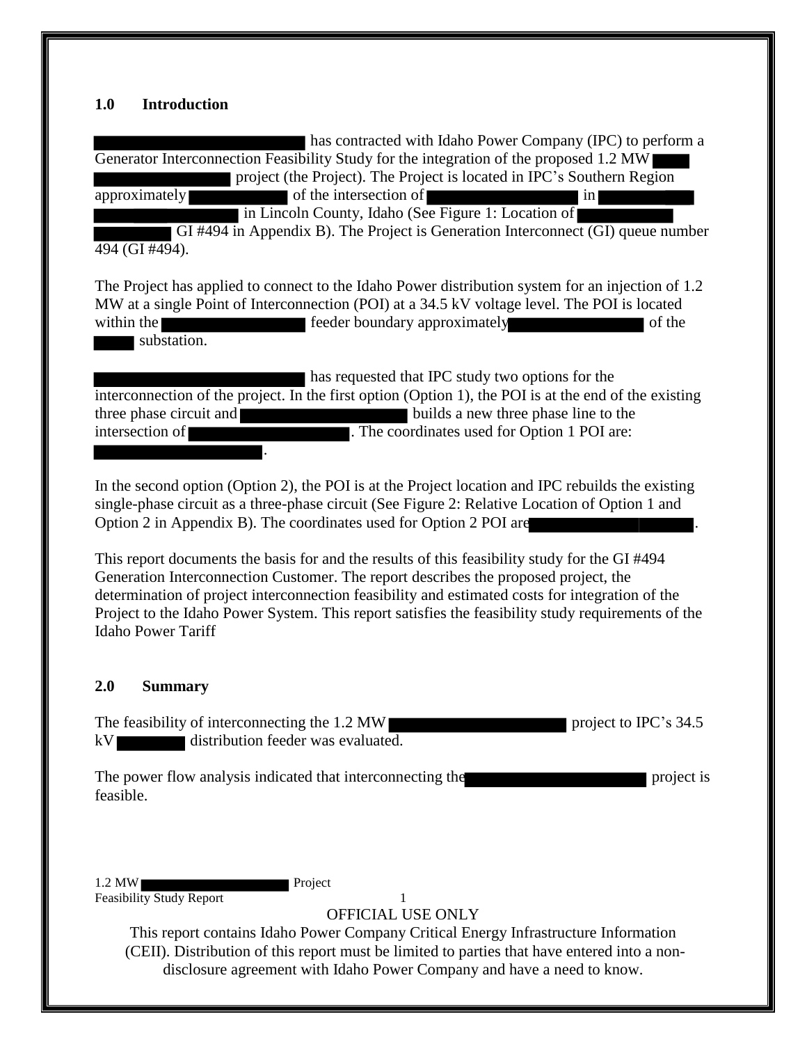## 1.0 Introduction

has contracted with Idaho Power Company (IPC) to perform a Generator Interconnection Feasibility Study for the integration of the proposed 1.2 MW project (the Project). The Project is located in IPC's Southern Region approximately of the intersection of in in Lincoln County, Idaho (See Figure 1: Location of GI #494 in Appendix B). The Project is Generation Interconnect (GI) queue number 494 (GI #494).

The Project has applied to connect to the Idaho Power distribution system for an injection of 1.2 MW at a single Point of Interconnection (POI) at a 34.5 kV voltage level. The POI is located within the feeder boundary approximately of the substation.

has requested that IPC study two options for the interconnection of the project. In the first option (Option 1), the POI is at the end of the existing three phase circuit and builds a new three phase line to the intersection of . The coordinates used for Option 1 POI are: .

In the second option (Option 2), the POI is at the Project location and IPC rebuilds the existing single-phase circuit as a three-phase circuit (See Figure 2: Relative Location of Option 1 and Option 2 in Appendix B). The coordinates used for Option 2 POI are .

This report documents the basis for and the results of this feasibility study for the GI #494 Generation Interconnection Customer. The report describes the proposed project, the determination of project interconnection feasibility and estimated costs for integration of the Project to the Idaho Power System. This report satisfies the feasibility study requirements of the Idaho Power Tariff

## 2.0 Summary

The feasibility of interconnecting the 1.2 MW project to IPC's 34.5 kV distribution feeder was evaluated.

The power flow analysis indicated that interconnecting the project is feasible.

OFFICIAL USE ONLY

This report contains Idaho Power Company Critical Energy Infrastructure Information (CEII). Distribution of this report must be limited to parties that have entered into a non-disclosure agreement with Idaho Power Company and have a need to know.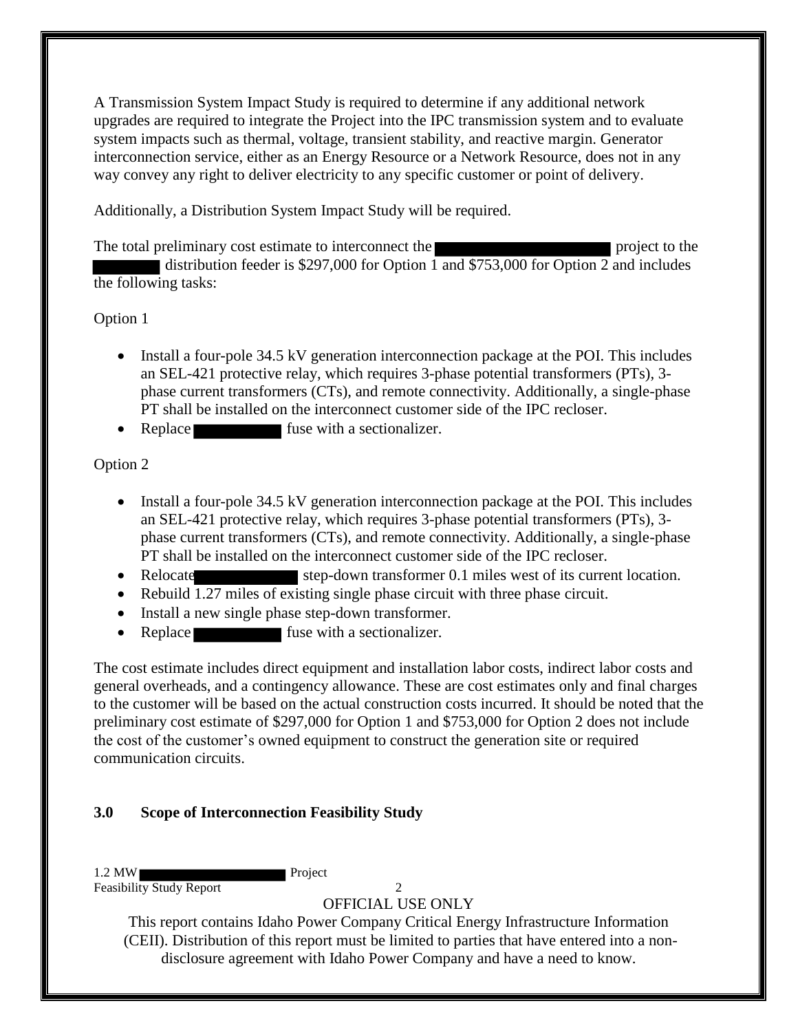A Transmission System Impact Study is required to determine if any additional network upgrades are required to integrate the Project into the IPC transmission system and to evaluate system impacts such as thermal, voltage, transient stability, and reactive margin. Generator interconnection service, either as an Energy Resource or a Network Resource, does not in any way convey any right to deliver electricity to any specific customer or point of delivery.

Additionally, a Distribution System Impact Study will be required.

The total preliminary cost estimate to interconnect the [REDACTED] project to the [REDACTED] distribution feeder is $297,000 for Option 1 and $753,000 for Option 2 and includes the following tasks:

Option 1

- Install a four-pole 34.5 kV generation interconnection package at the POI. This includes an SEL-421 protective relay, which requires 3-phase potential transformers (PTs), 3-phase current transformers (CTs), and remote connectivity. Additionally, a single-phase PT shall be installed on the interconnect customer side of the IPC recloser.
- Replace [REDACTED] fuse with a sectionalizer.

Option 2

- Install a four-pole 34.5 kV generation interconnection package at the POI. This includes an SEL-421 protective relay, which requires 3-phase potential transformers (PTs), 3-phase current transformers (CTs), and remote connectivity. Additionally, a single-phase PT shall be installed on the interconnect customer side of the IPC recloser.
- Relocate [REDACTED] step-down transformer 0.1 miles west of its current location.
- Rebuild 1.27 miles of existing single phase circuit with three phase circuit.
- Install a new single phase step-down transformer.
- Replace [REDACTED] fuse with a sectionalizer.

The cost estimate includes direct equipment and installation labor costs, indirect labor costs and general overheads, and a contingency allowance. These are cost estimates only and final charges to the customer will be based on the actual construction costs incurred. It should be noted that the preliminary cost estimate of $297,000 for Option 1 and $753,000 for Option 2 does not include the cost of the customer's owned equipment to construct the generation site or required communication circuits.

## 3.0 Scope of Interconnection Feasibility Study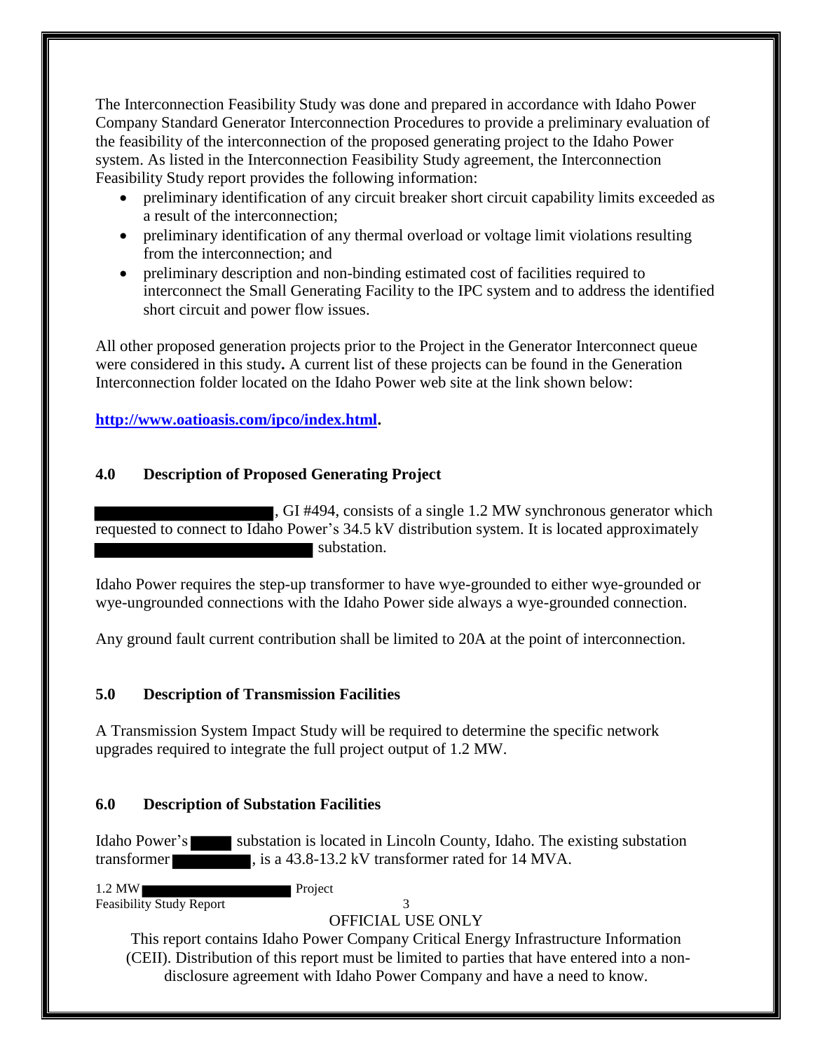The Interconnection Feasibility Study was done and prepared in accordance with Idaho Power Company Standard Generator Interconnection Procedures to provide a preliminary evaluation of the feasibility of the interconnection of the proposed generating project to the Idaho Power system. As listed in the Interconnection Feasibility Study agreement, the Interconnection Feasibility Study report provides the following information:

- preliminary identification of any circuit breaker short circuit capability limits exceeded as a result of the interconnection;
- preliminary identification of any thermal overload or voltage limit violations resulting from the interconnection; and
- preliminary description and non-binding estimated cost of facilities required to interconnect the Small Generating Facility to the IPC system and to address the identified short circuit and power flow issues.

All other proposed generation projects prior to the Project in the Generator Interconnect queue were considered in this study**.** A current list of these projects can be found in the Generation Interconnection folder located on the Idaho Power web site at the link shown below:

**http://www.oatioasis.com/ipco/index.html.**

## 4.0 Description of Proposed Generating Project

, GI #494, consists of a single 1.2 MW synchronous generator which requested to connect to Idaho Power's 34.5 kV distribution system. It is located approximately substation.

Idaho Power requires the step-up transformer to have wye-grounded to either wye-grounded or wye-ungrounded connections with the Idaho Power side always a wye-grounded connection.

Any ground fault current contribution shall be limited to 20A at the point of interconnection.

## 5.0 Description of Transmission Facilities

A Transmission System Impact Study will be required to determine the specific network upgrades required to integrate the full project output of 1.2 MW.

## 6.0 Description of Substation Facilities

Idaho Power's substation is located in Lincoln County, Idaho. The existing substation transformer , is a 43.8-13.2 kV transformer rated for 14 MVA.

OFFICIAL USE ONLY

This report contains Idaho Power Company Critical Energy Infrastructure Information (CEII). Distribution of this report must be limited to parties that have entered into a non-disclosure agreement with Idaho Power Company and have a need to know.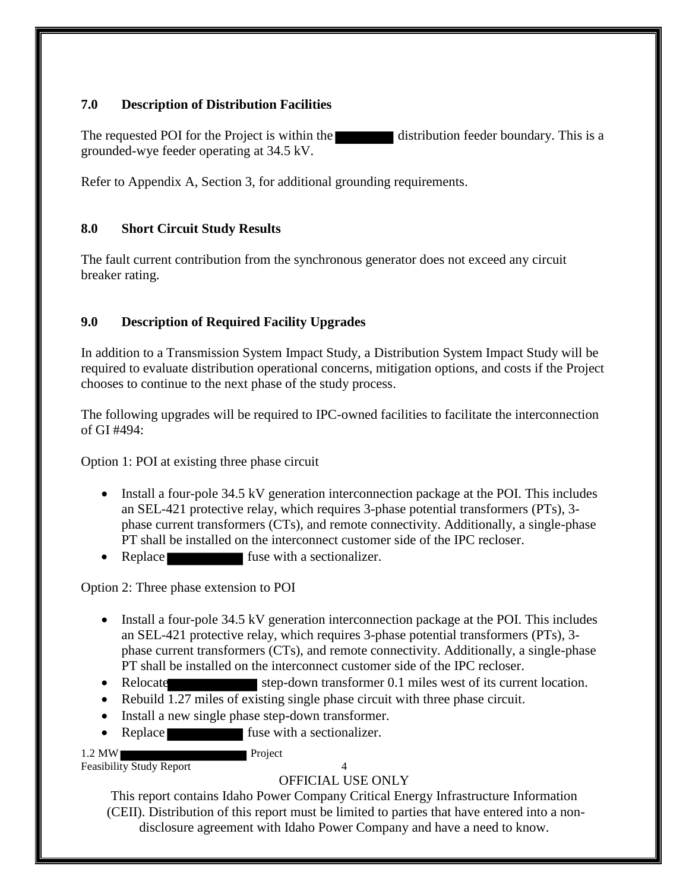## 7.0 Description of Distribution Facilities

The requested POI for the Project is within the ████████ distribution feeder boundary. This is a grounded-wye feeder operating at 34.5 kV.

Refer to Appendix A, Section 3, for additional grounding requirements.

## 8.0 Short Circuit Study Results

The fault current contribution from the synchronous generator does not exceed any circuit breaker rating.

## 9.0 Description of Required Facility Upgrades

In addition to a Transmission System Impact Study, a Distribution System Impact Study will be required to evaluate distribution operational concerns, mitigation options, and costs if the Project chooses to continue to the next phase of the study process.

The following upgrades will be required to IPC-owned facilities to facilitate the interconnection of GI #494:

Option 1: POI at existing three phase circuit

- Install a four-pole 34.5 kV generation interconnection package at the POI. This includes an SEL-421 protective relay, which requires 3-phase potential transformers (PTs), 3-phase current transformers (CTs), and remote connectivity. Additionally, a single-phase PT shall be installed on the interconnect customer side of the IPC recloser.
- Replace ██████████ fuse with a sectionalizer.

Option 2: Three phase extension to POI

- Install a four-pole 34.5 kV generation interconnection package at the POI. This includes an SEL-421 protective relay, which requires 3-phase potential transformers (PTs), 3-phase current transformers (CTs), and remote connectivity. Additionally, a single-phase PT shall be installed on the interconnect customer side of the IPC recloser.
- Relocate ████████████ step-down transformer 0.1 miles west of its current location.
- Rebuild 1.27 miles of existing single phase circuit with three phase circuit.
- Install a new single phase step-down transformer.
- Replace ██████████ fuse with a sectionalizer.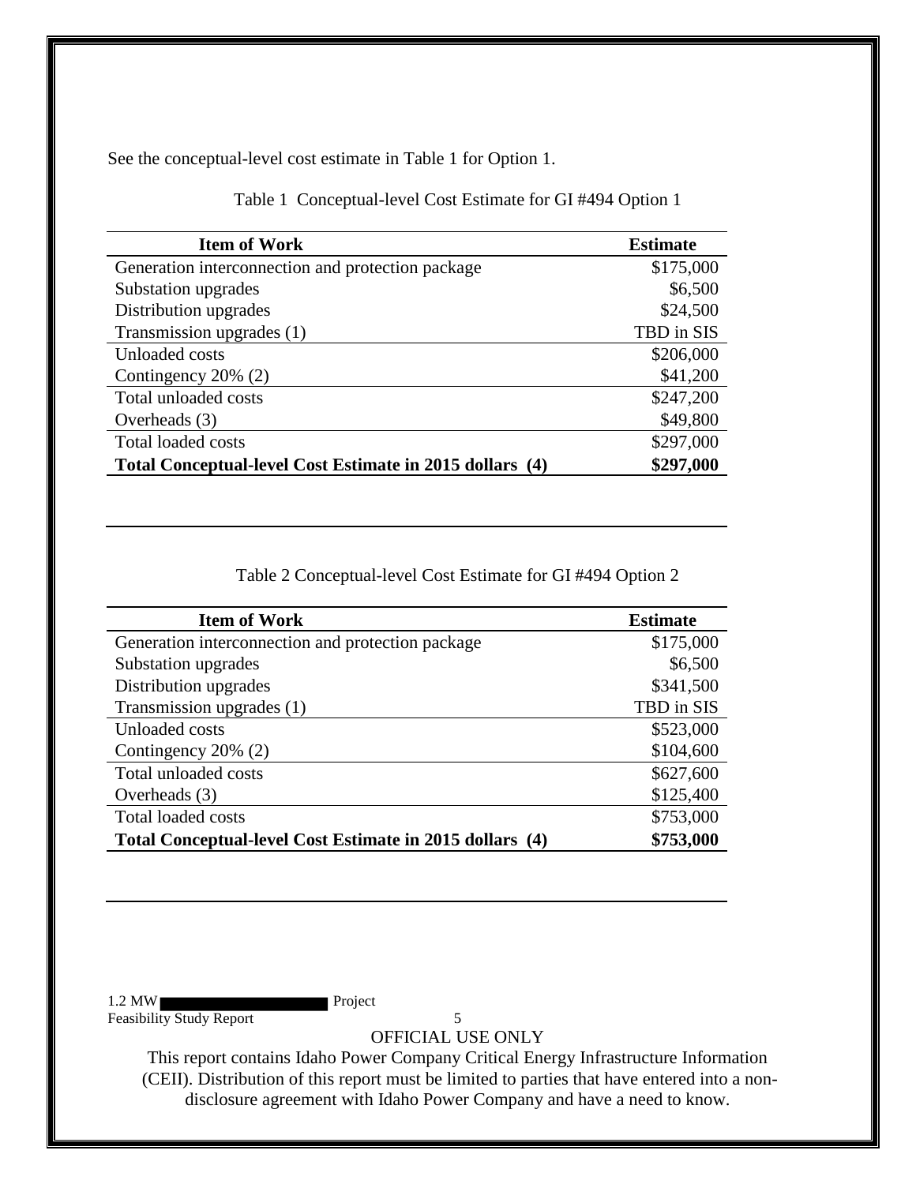See the conceptual-level cost estimate in Table 1 for Option 1.

Table 1 Conceptual-level Cost Estimate for GI #494 Option 1

| Item of Work | Estimate |
|---|---|
| Generation interconnection and protection package | $175,000 |
| Substation upgrades | $6,500 |
| Distribution upgrades | $24,500 |
| Transmission upgrades (1) | TBD in SIS |
| Unloaded costs | $206,000 |
| Contingency 20% (2) | $41,200 |
| Total unloaded costs | $247,200 |
| Overheads (3) | $49,800 |
| Total loaded costs | $297,000 |
| **Total Conceptual-level Cost Estimate in 2015 dollars (4)** | **$297,000** |

Table 2 Conceptual-level Cost Estimate for GI #494 Option 2

| Item of Work | Estimate |
|---|---|
| Generation interconnection and protection package | $175,000 |
| Substation upgrades | $6,500 |
| Distribution upgrades | $341,500 |
| Transmission upgrades (1) | TBD in SIS |
| Unloaded costs | $523,000 |
| Contingency 20% (2) | $104,600 |
| Total unloaded costs | $627,600 |
| Overheads (3) | $125,400 |
| Total loaded costs | $753,000 |
| **Total Conceptual-level Cost Estimate in 2015 dollars (4)** | **$753,000** |

OFFICIAL USE ONLY

This report contains Idaho Power Company Critical Energy Infrastructure Information (CEII). Distribution of this report must be limited to parties that have entered into a non-disclosure agreement with Idaho Power Company and have a need to know.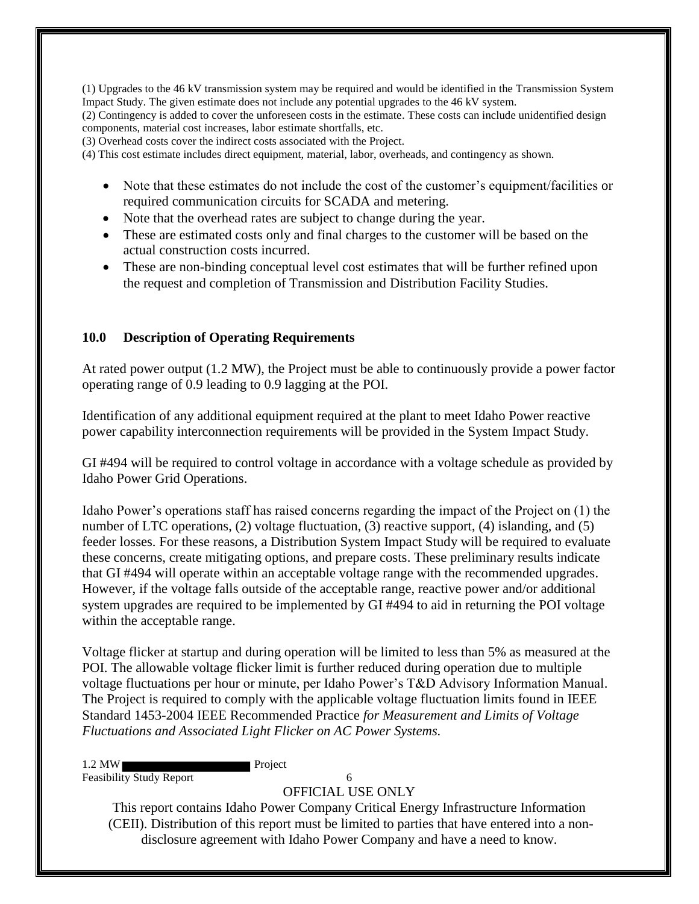(1) Upgrades to the 46 kV transmission system may be required and would be identified in the Transmission System Impact Study. The given estimate does not include any potential upgrades to the 46 kV system.
(2) Contingency is added to cover the unforeseen costs in the estimate. These costs can include unidentified design components, material cost increases, labor estimate shortfalls, etc.
(3) Overhead costs cover the indirect costs associated with the Project.
(4) This cost estimate includes direct equipment, material, labor, overheads, and contingency as shown.

- Note that these estimates do not include the cost of the customer's equipment/facilities or required communication circuits for SCADA and metering.
- Note that the overhead rates are subject to change during the year.
- These are estimated costs only and final charges to the customer will be based on the actual construction costs incurred.
- These are non-binding conceptual level cost estimates that will be further refined upon the request and completion of Transmission and Distribution Facility Studies.

## 10.0 Description of Operating Requirements

At rated power output (1.2 MW), the Project must be able to continuously provide a power factor operating range of 0.9 leading to 0.9 lagging at the POI.

Identification of any additional equipment required at the plant to meet Idaho Power reactive power capability interconnection requirements will be provided in the System Impact Study.

GI #494 will be required to control voltage in accordance with a voltage schedule as provided by Idaho Power Grid Operations.

Idaho Power's operations staff has raised concerns regarding the impact of the Project on (1) the number of LTC operations, (2) voltage fluctuation, (3) reactive support, (4) islanding, and (5) feeder losses. For these reasons, a Distribution System Impact Study will be required to evaluate these concerns, create mitigating options, and prepare costs. These preliminary results indicate that GI #494 will operate within an acceptable voltage range with the recommended upgrades. However, if the voltage falls outside of the acceptable range, reactive power and/or additional system upgrades are required to be implemented by GI #494 to aid in returning the POI voltage within the acceptable range.

Voltage flicker at startup and during operation will be limited to less than 5% as measured at the POI. The allowable voltage flicker limit is further reduced during operation due to multiple voltage fluctuations per hour or minute, per Idaho Power's T&D Advisory Information Manual. The Project is required to comply with the applicable voltage fluctuation limits found in IEEE Standard 1453-2004 IEEE Recommended Practice *for Measurement and Limits of Voltage Fluctuations and Associated Light Flicker on AC Power Systems.*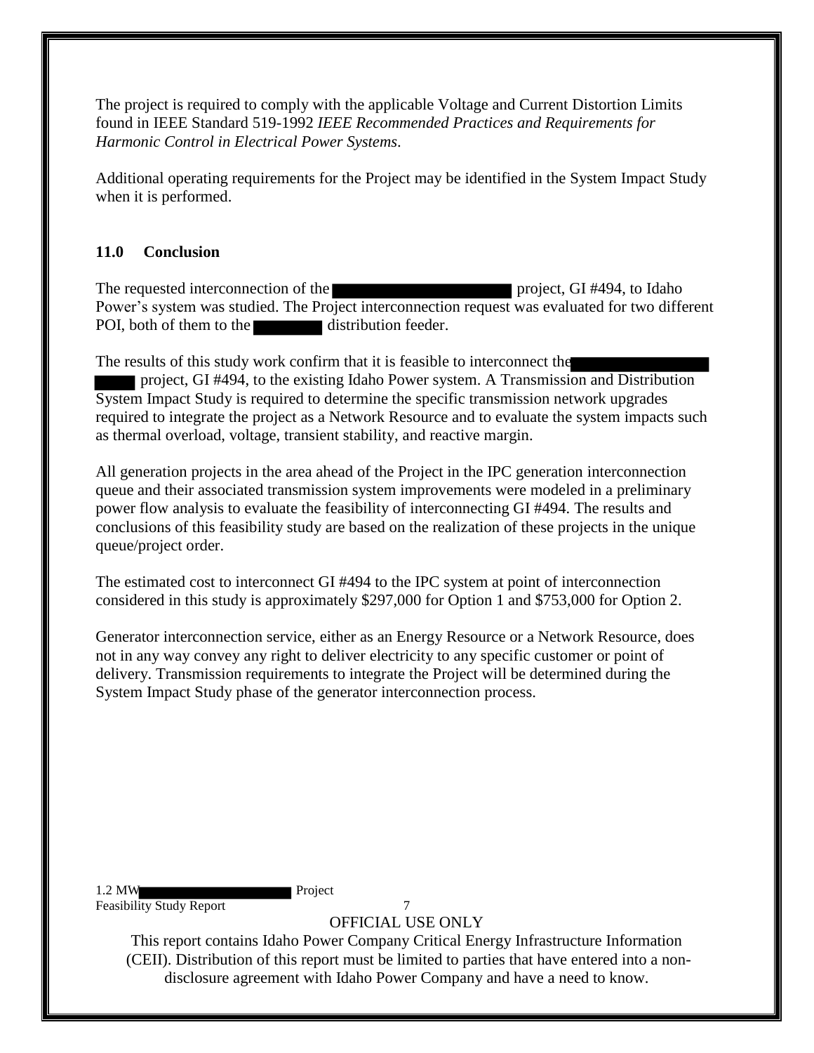The project is required to comply with the applicable Voltage and Current Distortion Limits found in IEEE Standard 519-1992 *IEEE Recommended Practices and Requirements for Harmonic Control in Electrical Power Systems*.

Additional operating requirements for the Project may be identified in the System Impact Study when it is performed.

## 11.0 Conclusion

The requested interconnection of the ████████ project, GI #494, to Idaho Power's system was studied. The Project interconnection request was evaluated for two different POI, both of them to the ████ distribution feeder.

The results of this study work confirm that it is feasible to interconnect the ████████ project, GI #494, to the existing Idaho Power system. A Transmission and Distribution System Impact Study is required to determine the specific transmission network upgrades required to integrate the project as a Network Resource and to evaluate the system impacts such as thermal overload, voltage, transient stability, and reactive margin.

All generation projects in the area ahead of the Project in the IPC generation interconnection queue and their associated transmission system improvements were modeled in a preliminary power flow analysis to evaluate the feasibility of interconnecting GI #494. The results and conclusions of this feasibility study are based on the realization of these projects in the unique queue/project order.

The estimated cost to interconnect GI #494 to the IPC system at point of interconnection considered in this study is approximately $297,000 for Option 1 and $753,000 for Option 2.

Generator interconnection service, either as an Energy Resource or a Network Resource, does not in any way convey any right to deliver electricity to any specific customer or point of delivery. Transmission requirements to integrate the Project will be determined during the System Impact Study phase of the generator interconnection process.

OFFICIAL USE ONLY

This report contains Idaho Power Company Critical Energy Infrastructure Information (CEII). Distribution of this report must be limited to parties that have entered into a non-disclosure agreement with Idaho Power Company and have a need to know.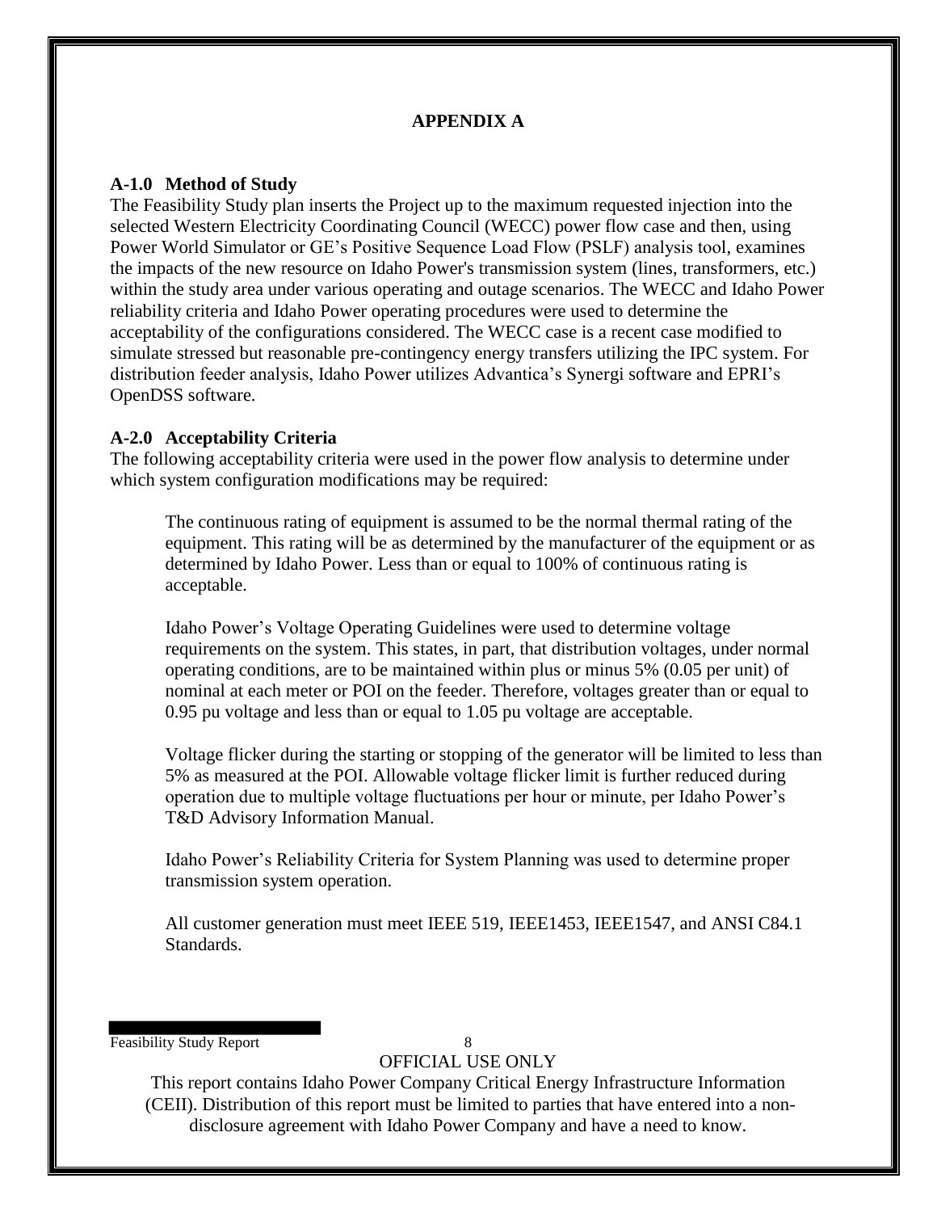# APPENDIX A

## A-1.0 Method of Study

The Feasibility Study plan inserts the Project up to the maximum requested injection into the selected Western Electricity Coordinating Council (WECC) power flow case and then, using Power World Simulator or GE's Positive Sequence Load Flow (PSLF) analysis tool, examines the impacts of the new resource on Idaho Power's transmission system (lines, transformers, etc.) within the study area under various operating and outage scenarios. The WECC and Idaho Power reliability criteria and Idaho Power operating procedures were used to determine the acceptability of the configurations considered. The WECC case is a recent case modified to simulate stressed but reasonable pre-contingency energy transfers utilizing the IPC system. For distribution feeder analysis, Idaho Power utilizes Advantica's Synergi software and EPRI's OpenDSS software.

## A-2.0 Acceptability Criteria

The following acceptability criteria were used in the power flow analysis to determine under which system configuration modifications may be required:

The continuous rating of equipment is assumed to be the normal thermal rating of the equipment. This rating will be as determined by the manufacturer of the equipment or as determined by Idaho Power. Less than or equal to 100% of continuous rating is acceptable.

Idaho Power's Voltage Operating Guidelines were used to determine voltage requirements on the system. This states, in part, that distribution voltages, under normal operating conditions, are to be maintained within plus or minus 5% (0.05 per unit) of nominal at each meter or POI on the feeder. Therefore, voltages greater than or equal to 0.95 pu voltage and less than or equal to 1.05 pu voltage are acceptable.

Voltage flicker during the starting or stopping of the generator will be limited to less than 5% as measured at the POI. Allowable voltage flicker limit is further reduced during operation due to multiple voltage fluctuations per hour or minute, per Idaho Power's T&D Advisory Information Manual.

Idaho Power's Reliability Criteria for System Planning was used to determine proper transmission system operation.

All customer generation must meet IEEE 519, IEEE1453, IEEE1547, and ANSI C84.1 Standards.

OFFICIAL USE ONLY

This report contains Idaho Power Company Critical Energy Infrastructure Information (CEII). Distribution of this report must be limited to parties that have entered into a non-disclosure agreement with Idaho Power Company and have a need to know.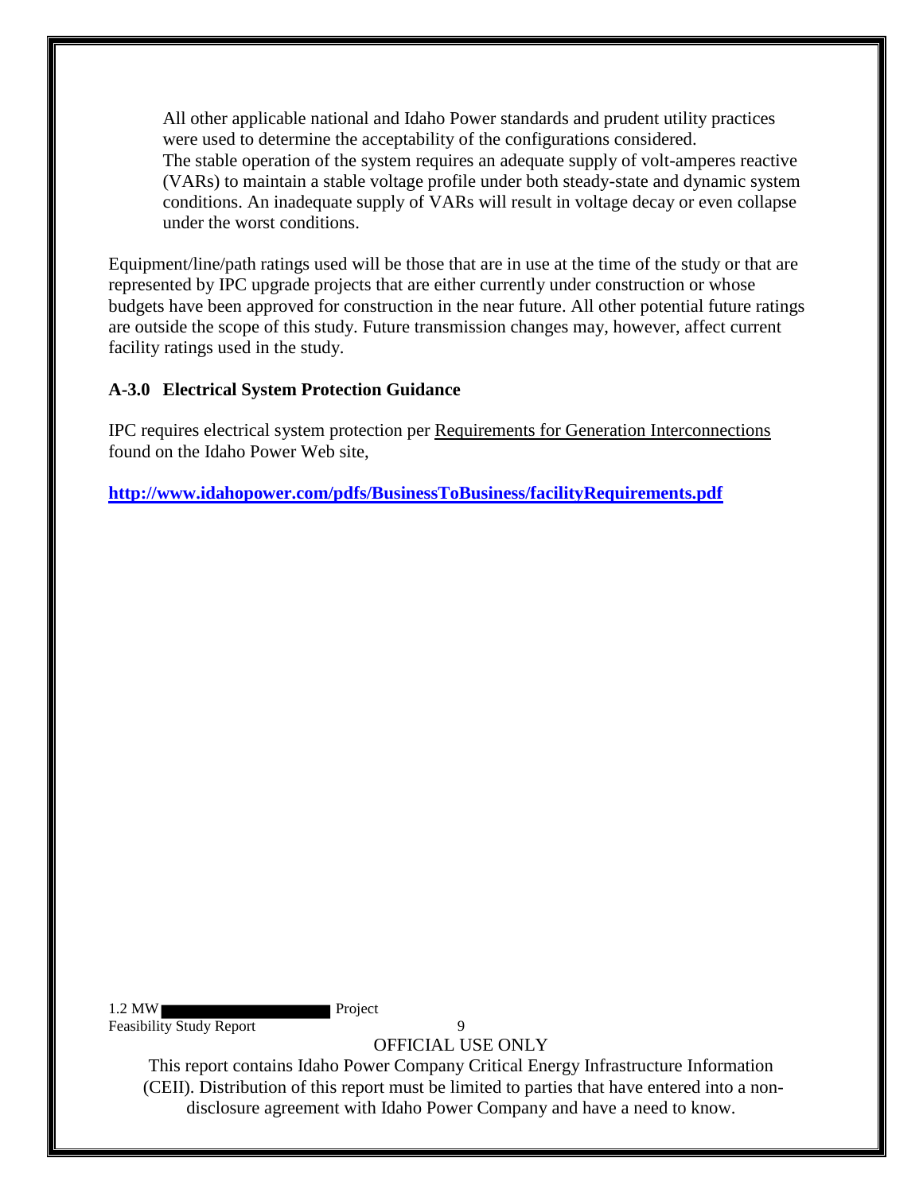All other applicable national and Idaho Power standards and prudent utility practices were used to determine the acceptability of the configurations considered.
The stable operation of the system requires an adequate supply of volt-amperes reactive (VARs) to maintain a stable voltage profile under both steady-state and dynamic system conditions. An inadequate supply of VARs will result in voltage decay or even collapse under the worst conditions.

Equipment/line/path ratings used will be those that are in use at the time of the study or that are represented by IPC upgrade projects that are either currently under construction or whose budgets have been approved for construction in the near future. All other potential future ratings are outside the scope of this study. Future transmission changes may, however, affect current facility ratings used in the study.

## A-3.0 Electrical System Protection Guidance

IPC requires electrical system protection per Requirements for Generation Interconnections found on the Idaho Power Web site,

**http://www.idahopower.com/pdfs/BusinessToBusiness/facilityRequirements.pdf**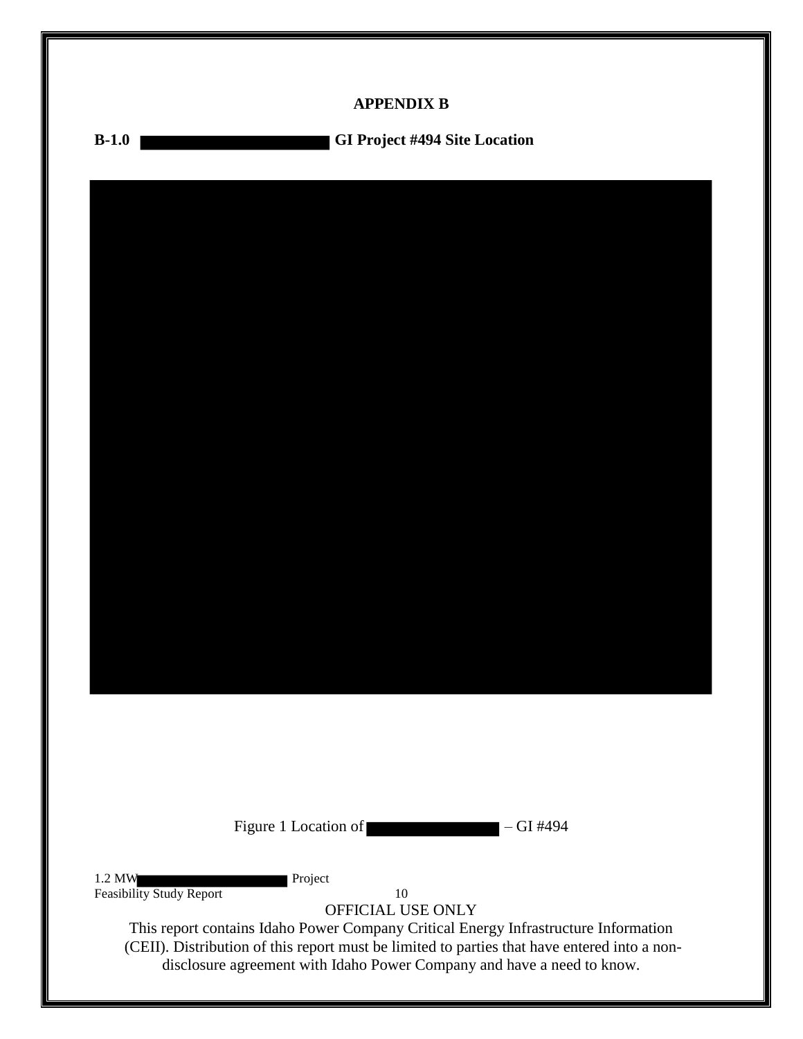# APPENDIX B

## B-1.0 GI Project #494 Site Location

Figure 1 Location of – GI #494

OFFICIAL USE ONLY

This report contains Idaho Power Company Critical Energy Infrastructure Information (CEII). Distribution of this report must be limited to parties that have entered into a non-disclosure agreement with Idaho Power Company and have a need to know.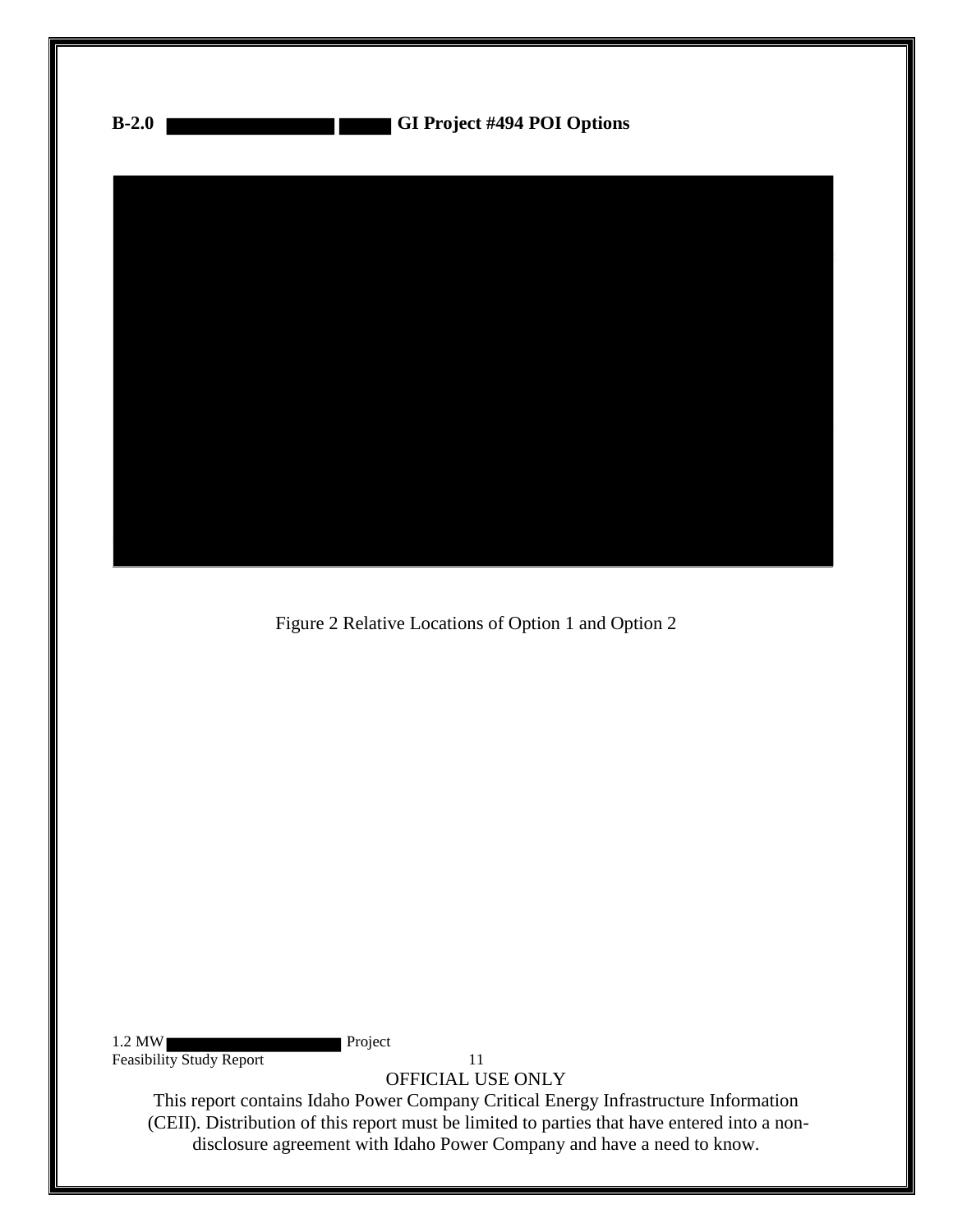**B-2.0 ████████████ ████ GI Project #494 POI Options**

Figure 2 Relative Locations of Option 1 and Option 2

OFFICIAL USE ONLY

This report contains Idaho Power Company Critical Energy Infrastructure Information (CEII). Distribution of this report must be limited to parties that have entered into a non-disclosure agreement with Idaho Power Company and have a need to know.